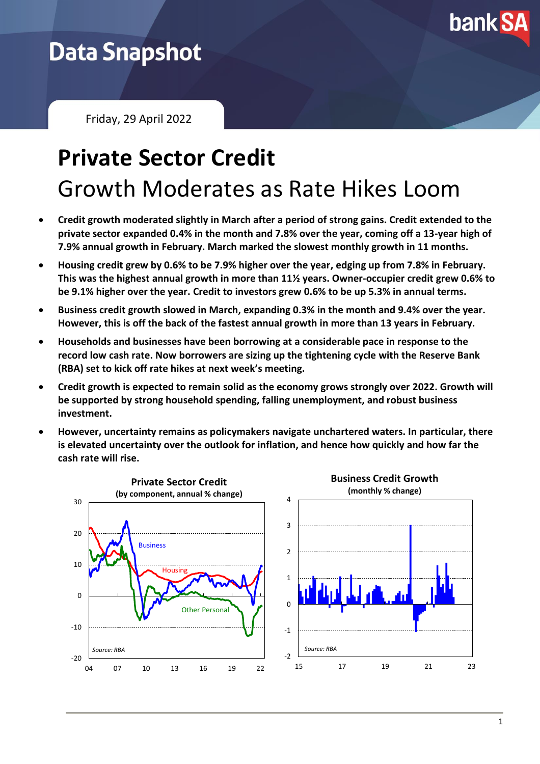# Data Snapshot

Friday, 29 April 2022

# Private Sector Credit

## Growth Moderates as Rate Hikes Loom

- **Credit growth moderated slightly in March after a period of strong gains. Credit extended to the private sector expanded 0.4% in the month and 7.8% over the year, coming off a 13-year high of 7.9% annual growth in February. March marked the slowest monthly growth in 11 months.**
- **Housing credit grew by 0.6% to be 7.9% higher over the year, edging up from 7.8% in February. This was the highest annual growth in more than 11½ years. Owner-occupier credit grew 0.6% to be 9.1% higher over the year. Credit to investors grew 0.6% to be up 5.3% in annual terms.**
- **Business credit growth slowed in March, expanding 0.3% in the month and 9.4% over the year. However, this is off the back of the fastest annual growth in more than 13 years in February.**
- **Households and businesses have been borrowing at a considerable pace in response to the record low cash rate. Now borrowers are sizing up the tightening cycle with the Reserve Bank (RBA) set to kick off rate hikes at next week's meeting.**
- **Credit growth is expected to remain solid as the economy grows strongly over 2022. Growth will be supported by strong household spending, falling unemployment, and robust business investment.**
- **However, uncertainty remains as policymakers navigate unchartered waters. In particular, there is elevated uncertainty over the outlook for inflation, and hence how quickly and how far the cash rate will rise.**

**Private Sector Credit**
**(by component, annual % change)**

Source: RBA

**Business Credit Growth**
**(monthly % change)**

Source: RBA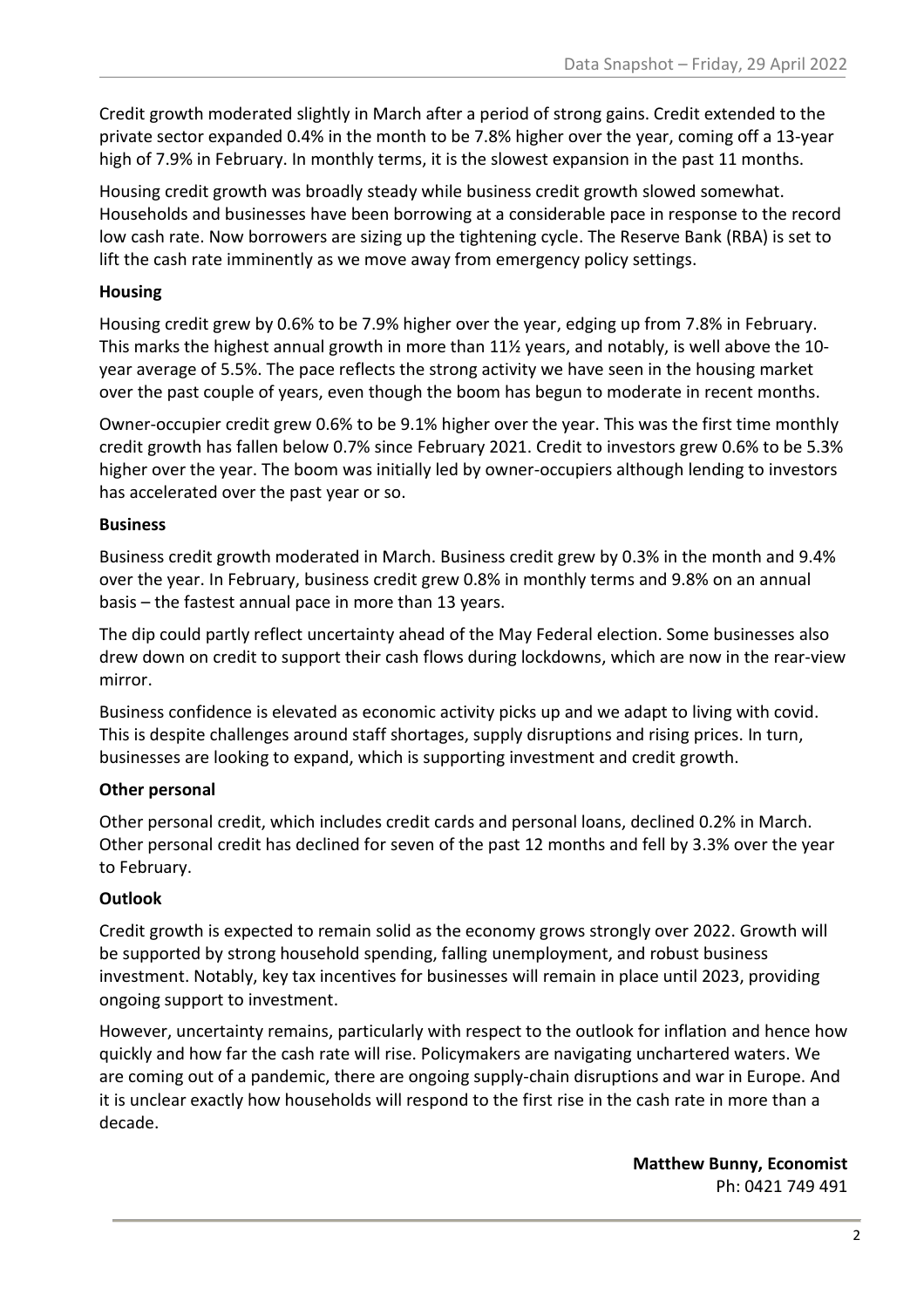Credit growth moderated slightly in March after a period of strong gains. Credit extended to the private sector expanded 0.4% in the month to be 7.8% higher over the year, coming off a 13-year high of 7.9% in February. In monthly terms, it is the slowest expansion in the past 11 months.

Housing credit growth was broadly steady while business credit growth slowed somewhat. Households and businesses have been borrowing at a considerable pace in response to the record low cash rate. Now borrowers are sizing up the tightening cycle. The Reserve Bank (RBA) is set to lift the cash rate imminently as we move away from emergency policy settings.

**Housing**

Housing credit grew by 0.6% to be 7.9% higher over the year, edging up from 7.8% in February. This marks the highest annual growth in more than 11½ years, and notably, is well above the 10-year average of 5.5%. The pace reflects the strong activity we have seen in the housing market over the past couple of years, even though the boom has begun to moderate in recent months.

Owner-occupier credit grew 0.6% to be 9.1% higher over the year. This was the first time monthly credit growth has fallen below 0.7% since February 2021. Credit to investors grew 0.6% to be 5.3% higher over the year. The boom was initially led by owner-occupiers although lending to investors has accelerated over the past year or so.

**Business**

Business credit growth moderated in March. Business credit grew by 0.3% in the month and 9.4% over the year. In February, business credit grew 0.8% in monthly terms and 9.8% on an annual basis – the fastest annual pace in more than 13 years.

The dip could partly reflect uncertainty ahead of the May Federal election. Some businesses also drew down on credit to support their cash flows during lockdowns, which are now in the rear-view mirror.

Business confidence is elevated as economic activity picks up and we adapt to living with covid. This is despite challenges around staff shortages, supply disruptions and rising prices. In turn, businesses are looking to expand, which is supporting investment and credit growth.

**Other personal**

Other personal credit, which includes credit cards and personal loans, declined 0.2% in March. Other personal credit has declined for seven of the past 12 months and fell by 3.3% over the year to February.

**Outlook**

Credit growth is expected to remain solid as the economy grows strongly over 2022. Growth will be supported by strong household spending, falling unemployment, and robust business investment. Notably, key tax incentives for businesses will remain in place until 2023, providing ongoing support to investment.

However, uncertainty remains, particularly with respect to the outlook for inflation and hence how quickly and how far the cash rate will rise. Policymakers are navigating unchartered waters. We are coming out of a pandemic, there are ongoing supply-chain disruptions and war in Europe. And it is unclear exactly how households will respond to the first rise in the cash rate in more than a decade.

**Matthew Bunny, Economist**
Ph: 0421 749 491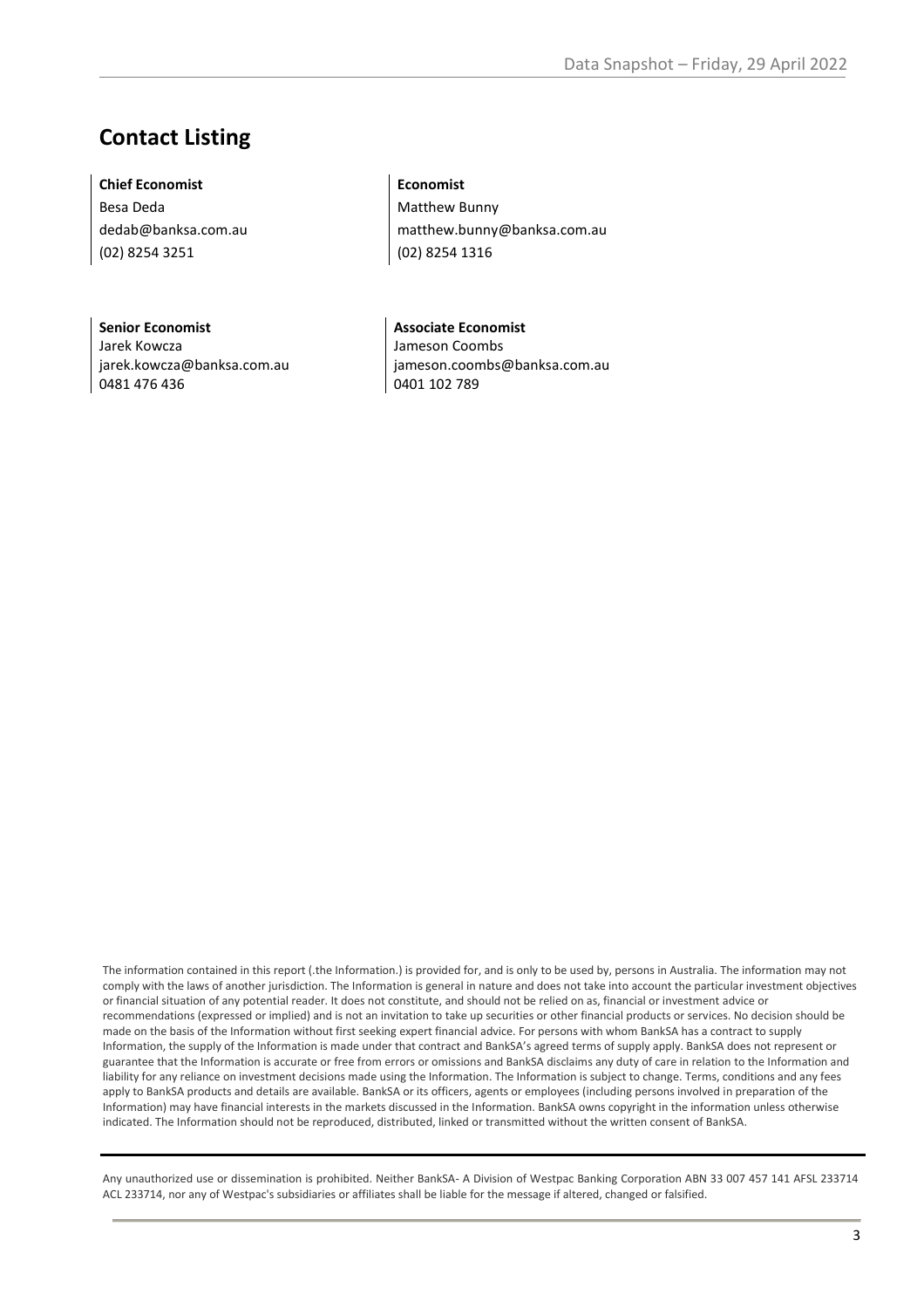## Contact Listing

**Chief Economist**
Besa Deda
dedab@banksa.com.au
(02) 8254 3251

**Economist**
Matthew Bunny
matthew.bunny@banksa.com.au
(02) 8254 1316

**Senior Economist**
Jarek Kowcza
jarek.kowcza@banksa.com.au
0481 476 436

**Associate Economist**
Jameson Coombs
jameson.coombs@banksa.com.au
0401 102 789

The information contained in this report (.the Information.) is provided for, and is only to be used by, persons in Australia. The information may not comply with the laws of another jurisdiction. The Information is general in nature and does not take into account the particular investment objectives or financial situation of any potential reader. It does not constitute, and should not be relied on as, financial or investment advice or recommendations (expressed or implied) and is not an invitation to take up securities or other financial products or services. No decision should be made on the basis of the Information without first seeking expert financial advice. For persons with whom BankSA has a contract to supply Information, the supply of the Information is made under that contract and BankSA's agreed terms of supply apply. BankSA does not represent or guarantee that the Information is accurate or free from errors or omissions and BankSA disclaims any duty of care in relation to the Information and liability for any reliance on investment decisions made using the Information. The Information is subject to change. Terms, conditions and any fees apply to BankSA products and details are available. BankSA or its officers, agents or employees (including persons involved in preparation of the Information) may have financial interests in the markets discussed in the Information. BankSA owns copyright in the information unless otherwise indicated. The Information should not be reproduced, distributed, linked or transmitted without the written consent of BankSA.

Any unauthorized use or dissemination is prohibited. Neither BankSA- A Division of Westpac Banking Corporation ABN 33 007 457 141 AFSL 233714 ACL 233714, nor any of Westpac's subsidiaries or affiliates shall be liable for the message if altered, changed or falsified.